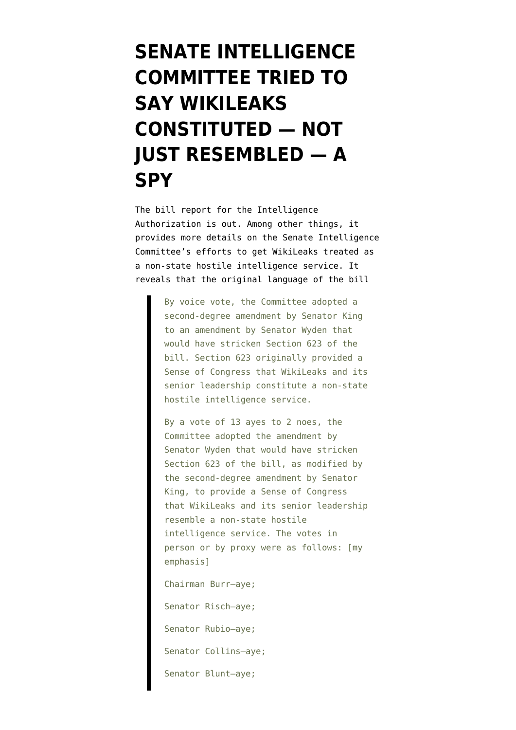# SENATE INTELLIGENCE COMMITTEE TRIED TO SAY WIKILEAKS CONSTITUTED — NOT JUST RESEMBLED — A SPY

The bill report for the Intelligence Authorization is out. Among other things, it provides more details on the Senate Intelligence Committee's efforts to get WikiLeaks treated as a non-state hostile intelligence service. It reveals that the original language of the bill

> By voice vote, the Committee adopted a second-degree amendment by Senator King to an amendment by Senator Wyden that would have stricken Section 623 of the bill. Section 623 originally provided a Sense of Congress that WikiLeaks and its senior leadership constitute a non-state hostile intelligence service.
>
> By a vote of 13 ayes to 2 noes, the Committee adopted the amendment by Senator Wyden that would have stricken Section 623 of the bill, as modified by the second-degree amendment by Senator King, to provide a Sense of Congress that WikiLeaks and its senior leadership resemble a non-state hostile intelligence service. The votes in person or by proxy were as follows: [my emphasis]
>
> Chairman Burr—aye;
>
> Senator Risch—aye;
>
> Senator Rubio—aye;
>
> Senator Collins—aye;
>
> Senator Blunt—aye;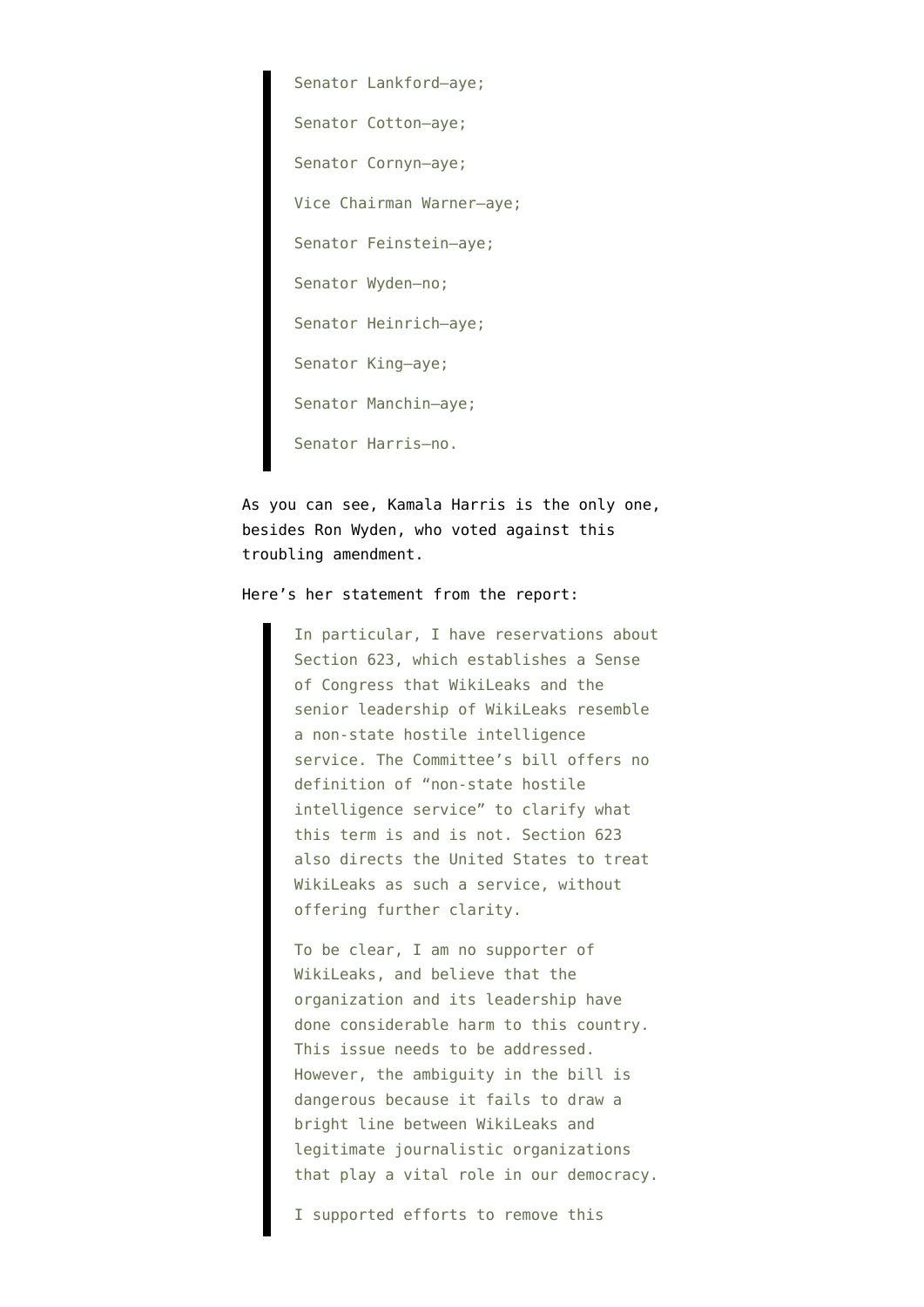> Senator Lankford—aye;
>
> Senator Cotton—aye;
>
> Senator Cornyn—aye;
>
> Vice Chairman Warner—aye;
>
> Senator Feinstein—aye;
>
> Senator Wyden—no;
>
> Senator Heinrich—aye;
>
> Senator King—aye;
>
> Senator Manchin—aye;
>
> Senator Harris—no.

As you can see, Kamala Harris is the only one, besides Ron Wyden, who voted against this troubling amendment.

Here's her statement from the report:

> In particular, I have reservations about Section 623, which establishes a Sense of Congress that WikiLeaks and the senior leadership of WikiLeaks resemble a non-state hostile intelligence service. The Committee's bill offers no definition of "non-state hostile intelligence service" to clarify what this term is and is not. Section 623 also directs the United States to treat WikiLeaks as such a service, without offering further clarity.
>
> To be clear, I am no supporter of WikiLeaks, and believe that the organization and its leadership have done considerable harm to this country. This issue needs to be addressed. However, the ambiguity in the bill is dangerous because it fails to draw a bright line between WikiLeaks and legitimate journalistic organizations that play a vital role in our democracy.
>
> I supported efforts to remove this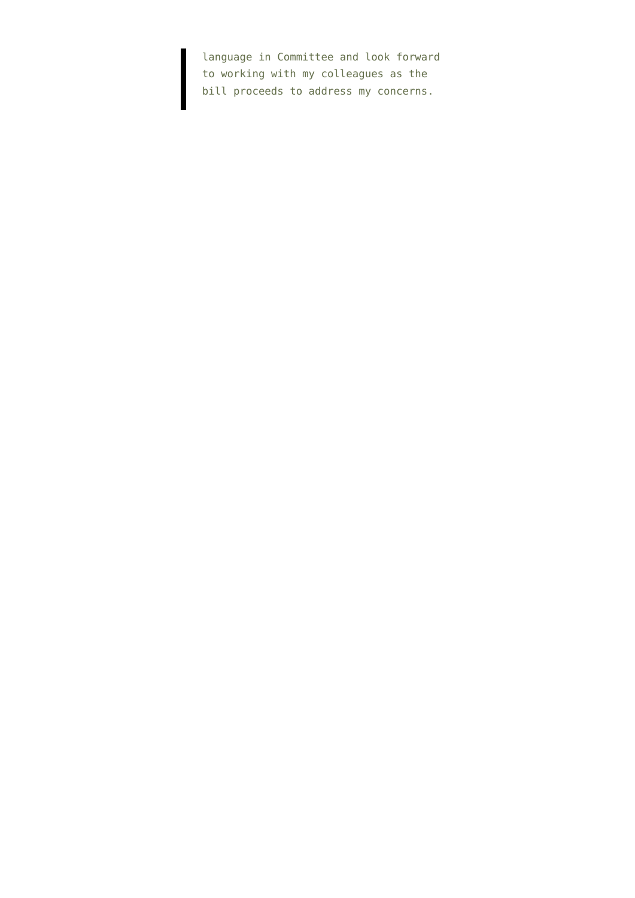> language in Committee and look forward to working with my colleagues as the bill proceeds to address my concerns.